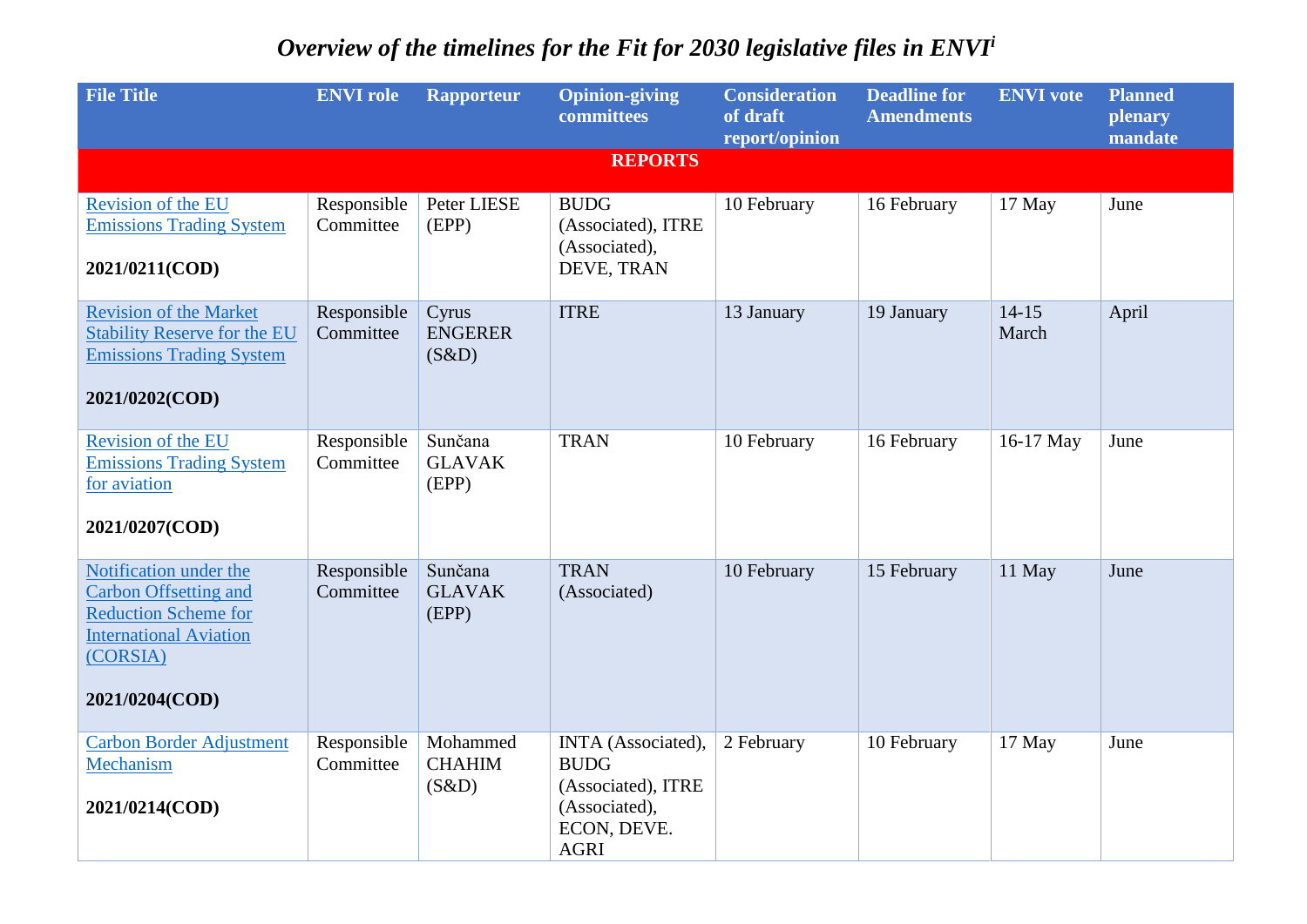# *Overview of the timelines for the Fit for 2030 legislative files in ENVI*[i]

| File Title | ENVI role | Rapporteur | Opinion-giving committees | Consideration of draft report/opinion | Deadline for Amendments | ENVI vote | Planned plenary mandate |
|---|---|---|---|---|---|---|---|
| **REPORTS** | | | | | | | |
| Revision of the EU Emissions Trading System<br><br>**2021/0211(COD)** | Responsible Committee | Peter LIESE (EPP) | BUDG (Associated), ITRE (Associated), DEVE, TRAN | 10 February | 16 February | 17 May | June |
| Revision of the Market Stability Reserve for the EU Emissions Trading System<br><br>**2021/0202(COD)** | Responsible Committee | Cyrus ENGERER (S&D) | ITRE | 13 January | 19 January | 14-15 March | April |
| Revision of the EU Emissions Trading System for aviation<br><br>**2021/0207(COD)** | Responsible Committee | Sunčana GLAVAK (EPP) | TRAN | 10 February | 16 February | 16-17 May | June |
| Notification under the Carbon Offsetting and Reduction Scheme for International Aviation (CORSIA)<br><br>**2021/0204(COD)** | Responsible Committee | Sunčana GLAVAK (EPP) | TRAN (Associated) | 10 February | 15 February | 11 May | June |
| Carbon Border Adjustment Mechanism<br><br>**2021/0214(COD)** | Responsible Committee | Mohammed CHAHIM (S&D) | INTA (Associated), BUDG (Associated), ITRE (Associated), ECON, DEVE. AGRI | 2 February | 10 February | 17 May | June |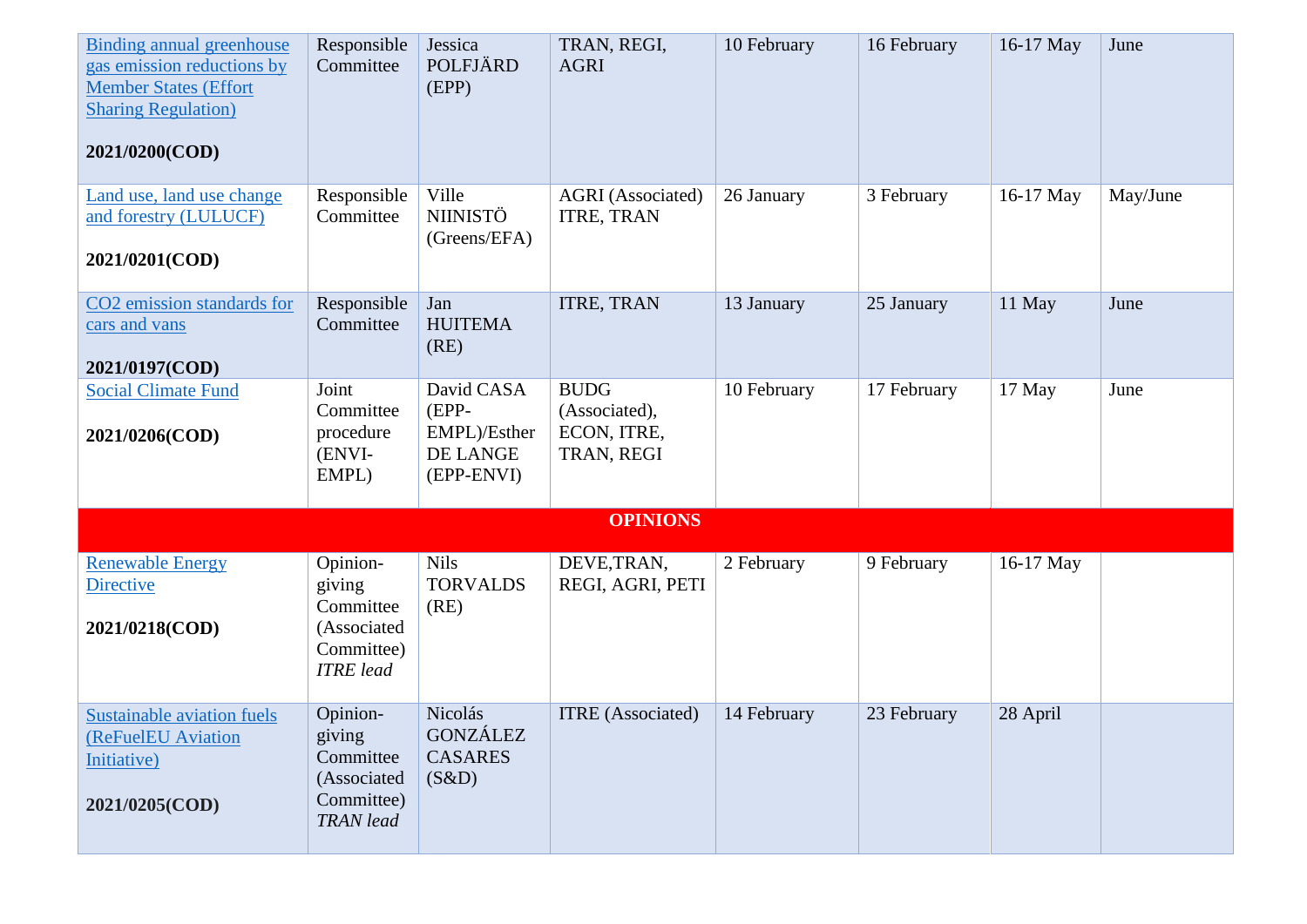| | | | | | | | |
|---|---|---|---|---|---|---|---|
| Binding annual greenhouse gas emission reductions by Member States (Effort Sharing Regulation)<br><br>**2021/0200(COD)** | Responsible Committee | Jessica POLFJÄRD (EPP) | TRAN, REGI, AGRI | 10 February | 16 February | 16-17 May | June |
| Land use, land use change and forestry (LULUCF)<br><br>**2021/0201(COD)** | Responsible Committee | Ville NIINISTÖ (Greens/EFA) | AGRI (Associated) ITRE, TRAN | 26 January | 3 February | 16-17 May | May/June |
| CO2 emission standards for cars and vans<br><br>**2021/0197(COD)** | Responsible Committee | Jan HUITEMA (RE) | ITRE, TRAN | 13 January | 25 January | 11 May | June |
| Social Climate Fund<br><br>**2021/0206(COD)** | Joint Committee procedure (ENVI-EMPL) | David CASA (EPP-EMPL)/Esther DE LANGE (EPP-ENVI) | BUDG (Associated), ECON, ITRE, TRAN, REGI | 10 February | 17 February | 17 May | June |
| **OPINIONS** | | | | | | | |
| Renewable Energy Directive<br><br>**2021/0218(COD)** | Opinion-giving Committee (Associated Committee) *ITRE lead* | Nils TORVALDS (RE) | DEVE,TRAN, REGI, AGRI, PETI | 2 February | 9 February | 16-17 May | |
| Sustainable aviation fuels (ReFuelEU Aviation Initiative)<br><br>**2021/0205(COD)** | Opinion-giving Committee (Associated Committee) *TRAN lead* | Nicolás GONZÁLEZ CASARES (S&D) | ITRE (Associated) | 14 February | 23 February | 28 April | |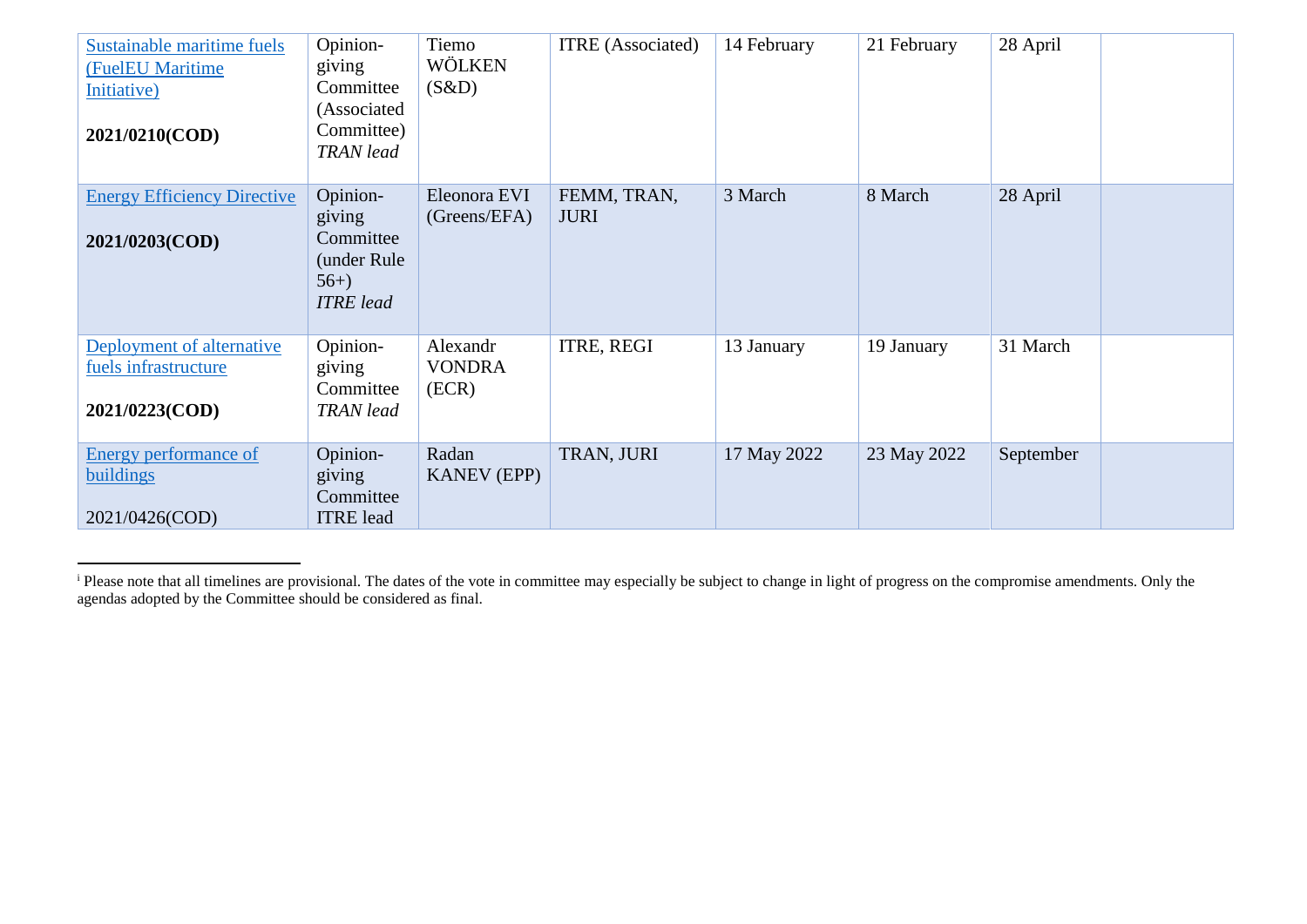| | | | | | | | |
|---|---|---|---|---|---|---|---|
| Sustainable maritime fuels (FuelEU Maritime Initiative)<br><br>**2021/0210(COD)** | Opinion-giving Committee (Associated Committee)<br>*TRAN lead* | Tiemo WÖLKEN (S&D) | ITRE (Associated) | 14 February | 21 February | 28 April | |
| Energy Efficiency Directive<br><br>**2021/0203(COD)** | Opinion-giving Committee (under Rule 56+)<br>*ITRE lead* | Eleonora EVI (Greens/EFA) | FEMM, TRAN, JURI | 3 March | 8 March | 28 April | |
| Deployment of alternative fuels infrastructure<br><br>**2021/0223(COD)** | Opinion-giving Committee<br>*TRAN lead* | Alexandr VONDRA (ECR) | ITRE, REGI | 13 January | 19 January | 31 March | |
| Energy performance of buildings<br><br>2021/0426(COD) | Opinion-giving Committee<br>ITRE lead | Radan KANEV (EPP) | TRAN, JURI | 17 May 2022 | 23 May 2022 | September | |

---

[i] Please note that all timelines are provisional. The dates of the vote in committee may especially be subject to change in light of progress on the compromise amendments. Only the agendas adopted by the Committee should be considered as final.